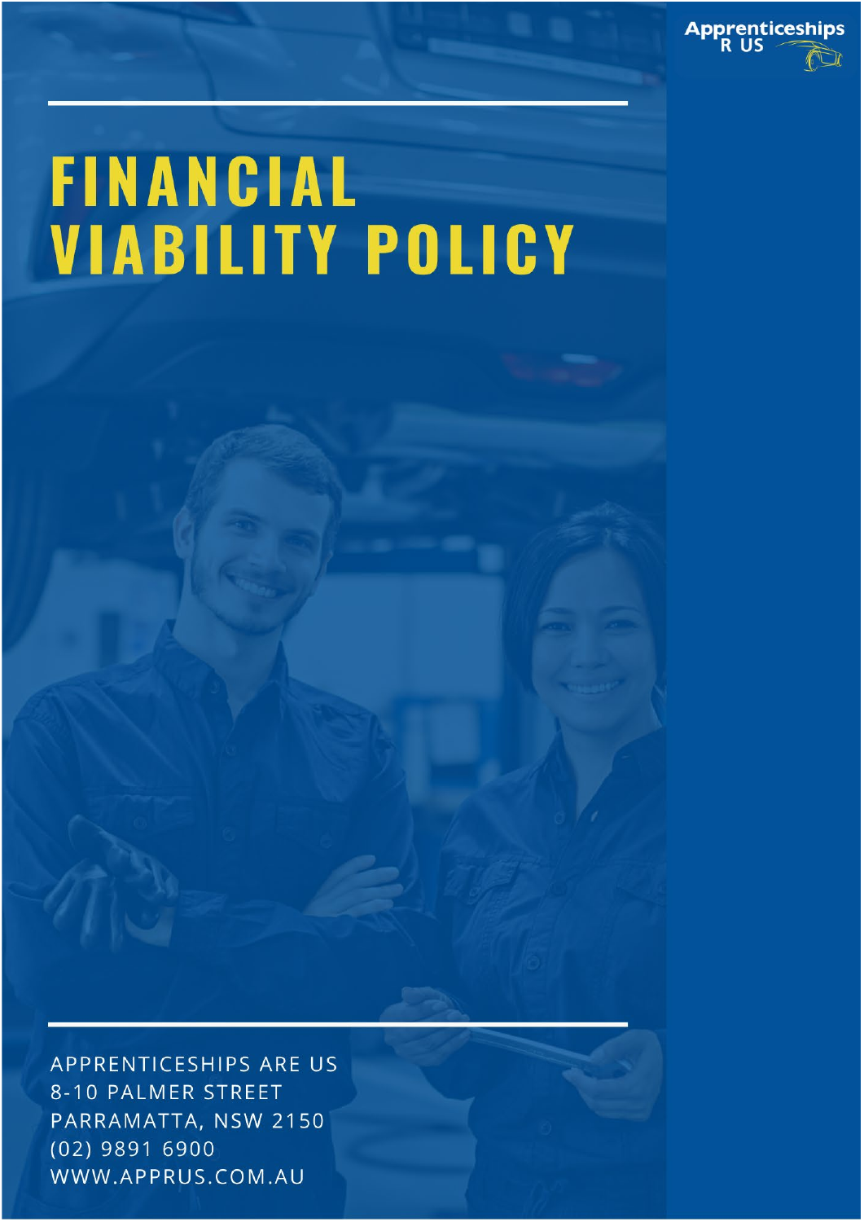Apprenticeships R US

# FINANCIAL VIABILITY POLICY

APPRENTICESHIPS ARE US
8-10 PALMER STREET
PARRAMATTA, NSW 2150
(02) 9891 6900
WWW.APPRUS.COM.AU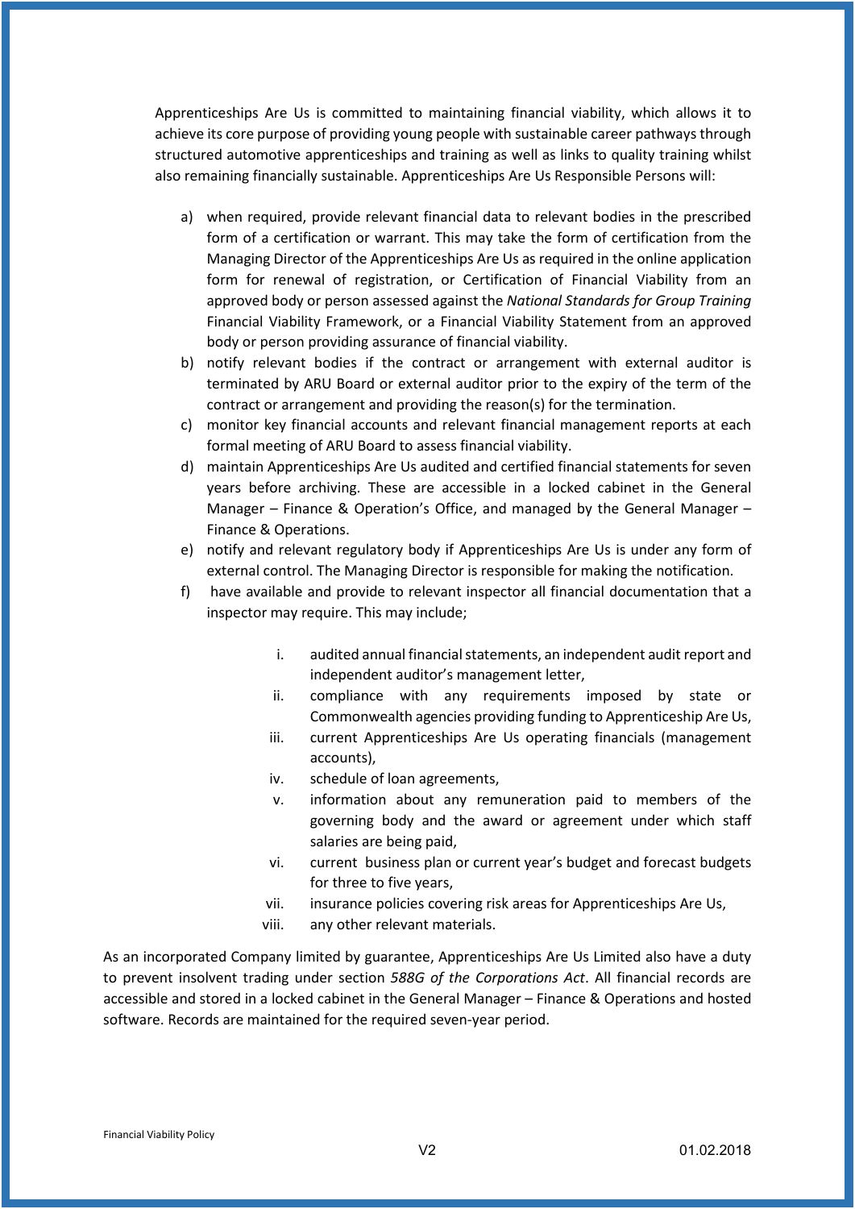Apprenticeships Are Us is committed to maintaining financial viability, which allows it to achieve its core purpose of providing young people with sustainable career pathways through structured automotive apprenticeships and training as well as links to quality training whilst also remaining financially sustainable. Apprenticeships Are Us Responsible Persons will:

a) when required, provide relevant financial data to relevant bodies in the prescribed form of a certification or warrant. This may take the form of certification from the Managing Director of the Apprenticeships Are Us as required in the online application form for renewal of registration, or Certification of Financial Viability from an approved body or person assessed against the *National Standards for Group Training* Financial Viability Framework, or a Financial Viability Statement from an approved body or person providing assurance of financial viability.
b) notify relevant bodies if the contract or arrangement with external auditor is terminated by ARU Board or external auditor prior to the expiry of the term of the contract or arrangement and providing the reason(s) for the termination.
c) monitor key financial accounts and relevant financial management reports at each formal meeting of ARU Board to assess financial viability.
d) maintain Apprenticeships Are Us audited and certified financial statements for seven years before archiving. These are accessible in a locked cabinet in the General Manager – Finance & Operation's Office, and managed by the General Manager – Finance & Operations.
e) notify and relevant regulatory body if Apprenticeships Are Us is under any form of external control. The Managing Director is responsible for making the notification.
f) have available and provide to relevant inspector all financial documentation that a inspector may require. This may include;
    i. audited annual financial statements, an independent audit report and independent auditor's management letter,
    ii. compliance with any requirements imposed by state or Commonwealth agencies providing funding to Apprenticeship Are Us,
    iii. current Apprenticeships Are Us operating financials (management accounts),
    iv. schedule of loan agreements,
    v. information about any remuneration paid to members of the governing body and the award or agreement under which staff salaries are being paid,
    vi. current business plan or current year's budget and forecast budgets for three to five years,
    vii. insurance policies covering risk areas for Apprenticeships Are Us,
    viii. any other relevant materials.

As an incorporated Company limited by guarantee, Apprenticeships Are Us Limited also have a duty to prevent insolvent trading under section *588G of the Corporations Act*. All financial records are accessible and stored in a locked cabinet in the General Manager – Finance & Operations and hosted software. Records are maintained for the required seven-year period.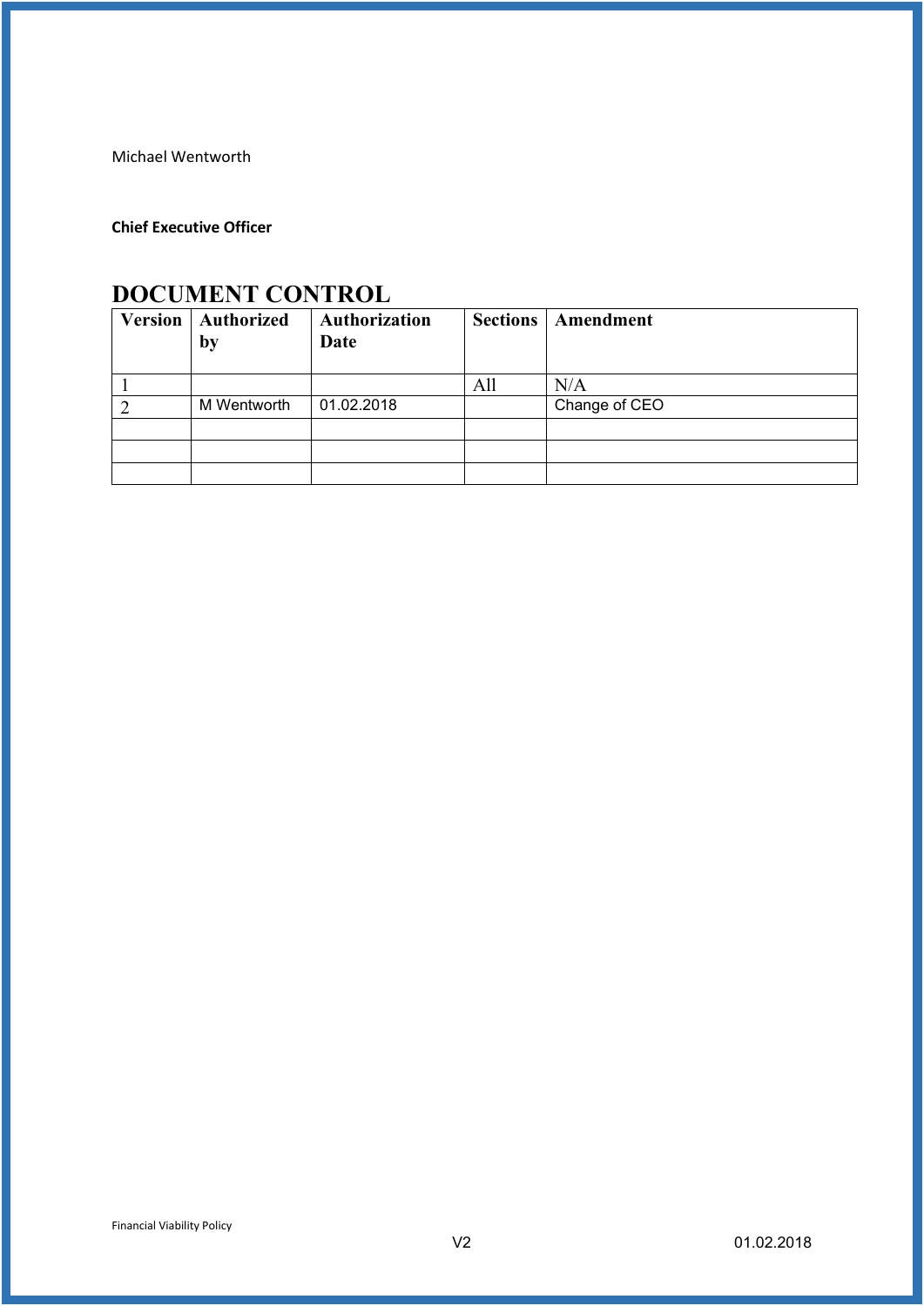Michael Wentworth

**Chief Executive Officer**

# DOCUMENT CONTROL

| Version | Authorized by | Authorization Date | Sections | Amendment |
|---|---|---|---|---|
| 1 | | | All | N/A |
| 2 | M Wentworth | 01.02.2018 | | Change of CEO |
| | | | | |
| | | | | |
| | | | | |